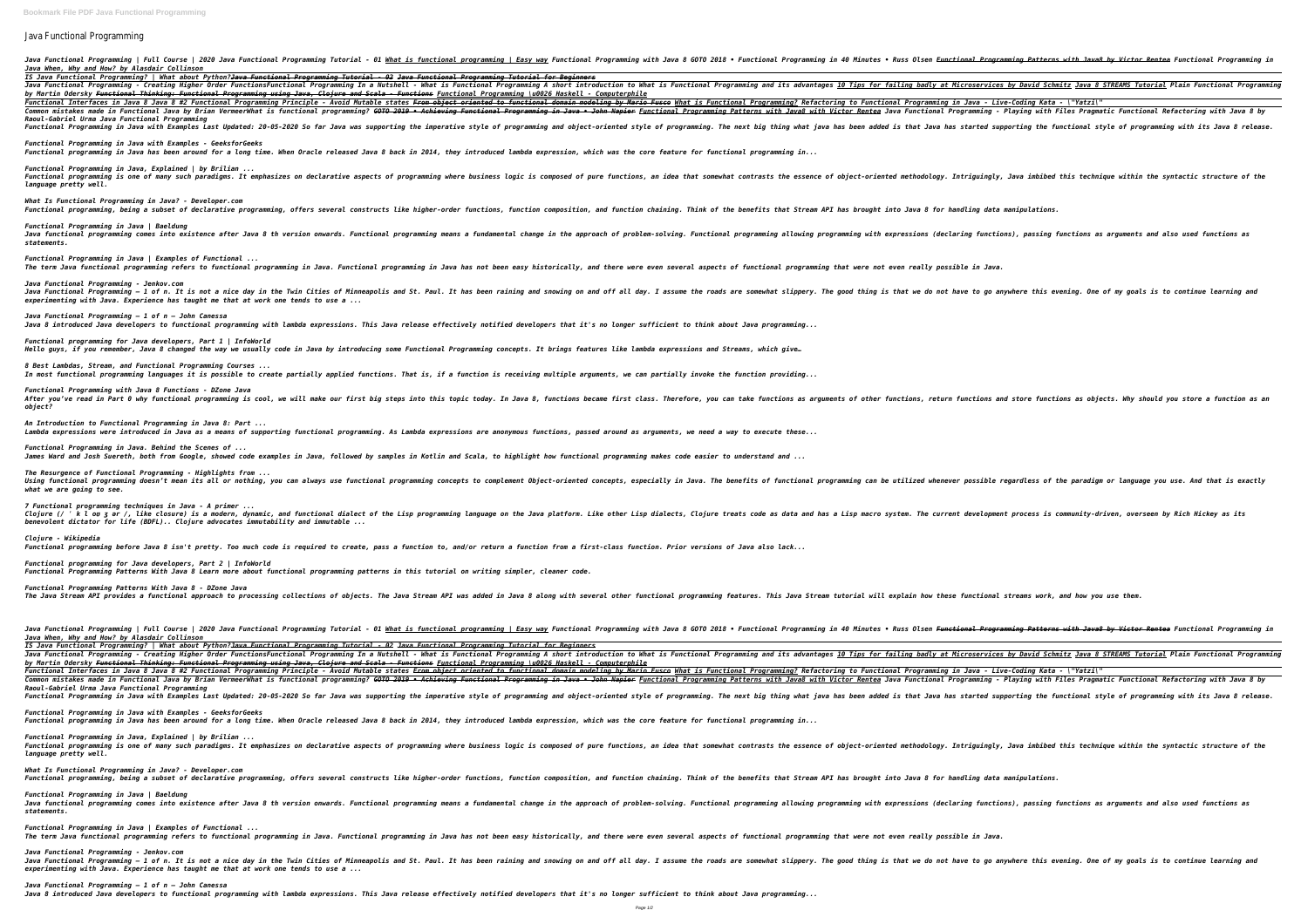# Java Functional Programming

Java Functional Programming | Full Course | 2020 Java Functional Programming Tutorial - 01 What is functional programming | Easy way Functional Programming with Java 8 GOTO 2018 • Functional Programming in 40 Minutes • Russ Olsen ~~Functional Programming Patterns with Java8 by Victor Rentea~~ Functional Programming in Java When, Why and How? by Alasdair Collinson

IS Java Functional Programming? | What about Python?~~Java Functional Programming Tutorial - 02~~ ~~Java Functional Programming Tutorial for Beginners~~

Java Functional Programming - Creating Higher Order FunctionsFunctional Programming In a Nutshell - What is Functional Programming A short introduction to What is Functional Programming and its advantages 10 Tips for failing badly at Microservices by David Schmitz Java 8 STREAMS Tutorial Plain Functional Programming by Martin Odersky ~~Functional Thinking: Functional Programming using Java, Clojure and Scala - Functions~~ Functional Programming \u0026 Haskell - Computerphile

Functional Interfaces in Java 8 Java 8 #2 Functional Programming Principle - Avoid Mutable states ~~From object oriented to functional domain modeling by Mario Fusco~~ What is Functional Programming? Refactoring to Functional Programming in Java - Live-Coding Kata - \"Yatzi\"

Common mistakes made in Functional Java by Brian VermeerWhat is functional programming? ~~GOTO 2019 • Achieving Functional Programming in Java • John Napier~~ Functional Programming Patterns with Java8 with Victor Rentea Java Functional Programming - Playing with Files Pragmatic Functional Refactoring with Java 8 by Raoul-Gabriel Urma Java Functional Programming

Functional Programming in Java with Examples Last Updated: 20-05-2020 So far Java was supporting the imperative style of programming and object-oriented style of programming. The next big thing what java has been added is that Java has started supporting the functional style of programming with its Java 8 release.

*Functional Programming in Java with Examples - GeeksforGeeks*
*Functional programming in Java has been around for a long time. When Oracle released Java 8 back in 2014, they introduced lambda expression, which was the core feature for functional programming in...*

*Functional Programming in Java, Explained | by Brilian ...*
*Functional programming is one of many such paradigms. It emphasizes on declarative aspects of programming where business logic is composed of pure functions, an idea that somewhat contrasts the essence of object-oriented methodology. Intriguingly, Java imbibed this technique within the syntactic structure of the language pretty well.*

*What Is Functional Programming in Java? - Developer.com*
*Functional programming, being a subset of declarative programming, offers several constructs like higher-order functions, function composition, and function chaining. Think of the benefits that Stream API has brought into Java 8 for handling data manipulations.*

*Functional Programming in Java | Baeldung*
*Java functional programming comes into existence after Java 8 th version onwards. Functional programming means a fundamental change in the approach of problem-solving. Functional programming allowing programming with expressions (declaring functions), passing functions as arguments and also used functions as statements.*

*Functional Programming in Java | Examples of Functional ...*
*The term Java functional programming refers to functional programming in Java. Functional programming in Java has not been easy historically, and there were even several aspects of functional programming that were not even really possible in Java.*

*Java Functional Programming - Jenkov.com*
*Java Functional Programming – 1 of n. It is not a nice day in the Twin Cities of Minneapolis and St. Paul. It has been raining and snowing on and off all day. I assume the roads are somewhat slippery. The good thing is that we do not have to go anywhere this evening. One of my goals is to continue learning and experimenting with Java. Experience has taught me that at work one tends to use a ...*

*Java Functional Programming – 1 of n – John Canessa*
*Java 8 introduced Java developers to functional programming with lambda expressions. This Java release effectively notified developers that it's no longer sufficient to think about Java programming...*

*Functional programming for Java developers, Part 1 | InfoWorld*
*Hello guys, if you remember, Java 8 changed the way we usually code in Java by introducing some Functional Programming concepts. It brings features like lambda expressions and Streams, which give…*

*8 Best Lambdas, Stream, and Functional Programming Courses ...*
*In most functional programming languages it is possible to create partially applied functions. That is, if a function is receiving multiple arguments, we can partially invoke the function providing...*

*Functional Programming with Java 8 Functions - DZone Java*
*After you've read in Part 0 why functional programming is cool, we will make our first big steps into this topic today. In Java 8, functions became first class. Therefore, you can take functions as arguments of other functions, return functions and store functions as objects. Why should you store a function as an object?*

*An Introduction to Functional Programming in Java 8: Part ...*
*Lambda expressions were introduced in Java as a means of supporting functional programming. As Lambda expressions are anonymous functions, passed around as arguments, we need a way to execute these...*

*Functional Programming in Java. Behind the Scenes of ...*
*James Ward and Josh Suereth, both from Google, showed code examples in Java, followed by samples in Kotlin and Scala, to highlight how functional programming makes code easier to understand and ...*

*The Resurgence of Functional Programming - Highlights from ...*
*Using functional programming doesn't mean its all or nothing, you can always use functional programming concepts to complement Object-oriented concepts, especially in Java. The benefits of functional programming can be utilized whenever possible regardless of the paradigm or language you use. And that is exactly what we are going to see.*

*7 Functional programming techniques in Java - A primer ...*
*Clojure (/ ˈ k l oʊ ʒ ər /, like closure) is a modern, dynamic, and functional dialect of the Lisp programming language on the Java platform. Like other Lisp dialects, Clojure treats code as data and has a Lisp macro system. The current development process is community-driven, overseen by Rich Hickey as its benevolent dictator for life (BDFL).. Clojure advocates immutability and immutable ...*

*Clojure - Wikipedia*
*Functional programming before Java 8 isn't pretty. Too much code is required to create, pass a function to, and/or return a function from a first-class function. Prior versions of Java also lack...*

*Functional programming for Java developers, Part 2 | InfoWorld*
*Functional Programming Patterns With Java 8 Learn more about functional programming patterns in this tutorial on writing simpler, cleaner code.*

*Functional Programming Patterns With Java 8 - DZone Java*
*The Java Stream API provides a functional approach to processing collections of objects. The Java Stream API was added in Java 8 along with several other functional programming features. This Java Stream tutorial will explain how these functional streams work, and how you use them.*

Java Functional Programming | Full Course | 2020 Java Functional Programming Tutorial - 01 What is functional programming | Easy way Functional Programming with Java 8 GOTO 2018 • Functional Programming in 40 Minutes • Russ Olsen ~~Functional Programming Patterns with Java8 by Victor Rentea~~ Functional Programming in Java When, Why and How? by Alasdair Collinson

IS Java Functional Programming? | What about Python?~~Java Functional Programming Tutorial - 02~~ ~~Java Functional Programming Tutorial for Beginners~~

Java Functional Programming - Creating Higher Order FunctionsFunctional Programming In a Nutshell - What is Functional Programming A short introduction to What is Functional Programming and its advantages 10 Tips for failing badly at Microservices by David Schmitz Java 8 STREAMS Tutorial Plain Functional Programming by Martin Odersky ~~Functional Thinking: Functional Programming using Java, Clojure and Scala - Functions~~ Functional Programming \u0026 Haskell - Computerphile

Functional Interfaces in Java 8 Java 8 #2 Functional Programming Principle - Avoid Mutable states ~~From object oriented to functional domain modeling by Mario Fusco~~ What is Functional Programming? Refactoring to Functional Programming in Java - Live-Coding Kata - \"Yatzi\"

Common mistakes made in Functional Java by Brian VermeerWhat is functional programming? ~~GOTO 2019 • Achieving Functional Programming in Java • John Napier~~ Functional Programming Patterns with Java8 with Victor Rentea Java Functional Programming - Playing with Files Pragmatic Functional Refactoring with Java 8 by Raoul-Gabriel Urma Java Functional Programming

Functional Programming in Java with Examples Last Updated: 20-05-2020 So far Java was supporting the imperative style of programming and object-oriented style of programming. The next big thing what java has been added is that Java has started supporting the functional style of programming with its Java 8 release.

*Functional Programming in Java with Examples - GeeksforGeeks*
*Functional programming in Java has been around for a long time. When Oracle released Java 8 back in 2014, they introduced lambda expression, which was the core feature for functional programming in...*

*Functional Programming in Java, Explained | by Brilian ...*
*Functional programming is one of many such paradigms. It emphasizes on declarative aspects of programming where business logic is composed of pure functions, an idea that somewhat contrasts the essence of object-oriented methodology. Intriguingly, Java imbibed this technique within the syntactic structure of the language pretty well.*

*What Is Functional Programming in Java? - Developer.com*
*Functional programming, being a subset of declarative programming, offers several constructs like higher-order functions, function composition, and function chaining. Think of the benefits that Stream API has brought into Java 8 for handling data manipulations.*

*Functional Programming in Java | Baeldung*
*Java functional programming comes into existence after Java 8 th version onwards. Functional programming means a fundamental change in the approach of problem-solving. Functional programming allowing programming with expressions (declaring functions), passing functions as arguments and also used functions as statements.*

*Functional Programming in Java | Examples of Functional ...*
*The term Java functional programming refers to functional programming in Java. Functional programming in Java has not been easy historically, and there were even several aspects of functional programming that were not even really possible in Java.*

*Java Functional Programming - Jenkov.com*
*Java Functional Programming – 1 of n. It is not a nice day in the Twin Cities of Minneapolis and St. Paul. It has been raining and snowing on and off all day. I assume the roads are somewhat slippery. The good thing is that we do not have to go anywhere this evening. One of my goals is to continue learning and experimenting with Java. Experience has taught me that at work one tends to use a ...*

*Java Functional Programming – 1 of n – John Canessa*
*Java 8 introduced Java developers to functional programming with lambda expressions. This Java release effectively notified developers that it's no longer sufficient to think about Java programming...*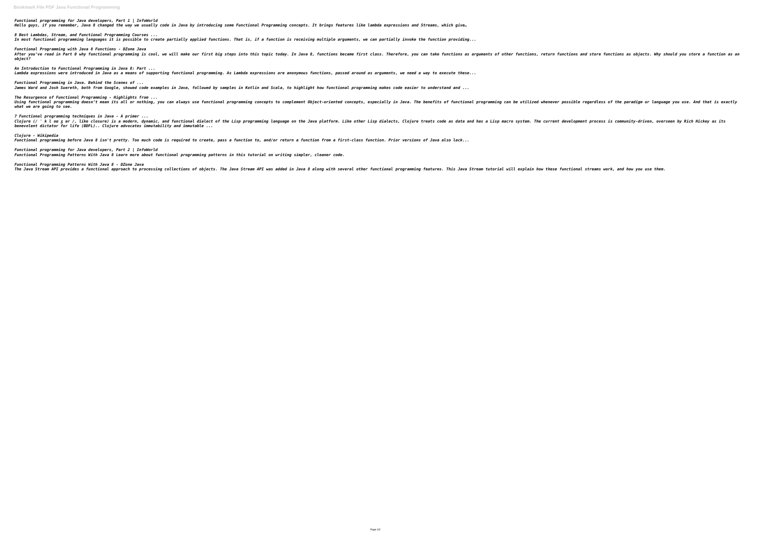*Functional programming for Java developers, Part 1 | InfoWorld*
*Hello guys, if you remember, Java 8 changed the way we usually code in Java by introducing some Functional Programming concepts. It brings features like lambda expressions and Streams, which give…*

*8 Best Lambdas, Stream, and Functional Programming Courses ...*
*In most functional programming languages it is possible to create partially applied functions. That is, if a function is receiving multiple arguments, we can partially invoke the function providing...*

*Functional Programming with Java 8 Functions - DZone Java*
*After you've read in Part 0 why functional programming is cool, we will make our first big steps into this topic today. In Java 8, functions became first class. Therefore, you can take functions as arguments of other functions, return functions and store functions as objects. Why should you store a function as an object?*

*An Introduction to Functional Programming in Java 8: Part ...*
*Lambda expressions were introduced in Java as a means of supporting functional programming. As Lambda expressions are anonymous functions, passed around as arguments, we need a way to execute these...*

*Functional Programming in Java. Behind the Scenes of ...*
*James Ward and Josh Suereth, both from Google, showed code examples in Java, followed by samples in Kotlin and Scala, to highlight how functional programming makes code easier to understand and ...*

*The Resurgence of Functional Programming - Highlights from ...*
*Using functional programming doesn't mean its all or nothing, you can always use functional programming concepts to complement Object-oriented concepts, especially in Java. The benefits of functional programming can be utilized whenever possible regardless of the paradigm or language you use. And that is exactly what we are going to see.*

*7 Functional programming techniques in Java - A primer ...*
*Clojure (/ ˈ k l oʊ ʒ ər /, like closure) is a modern, dynamic, and functional dialect of the Lisp programming language on the Java platform. Like other Lisp dialects, Clojure treats code as data and has a Lisp macro system. The current development process is community-driven, overseen by Rich Hickey as its benevolent dictator for life (BDFL).. Clojure advocates immutability and immutable ...*

*Clojure - Wikipedia*
*Functional programming before Java 8 isn't pretty. Too much code is required to create, pass a function to, and/or return a function from a first-class function. Prior versions of Java also lack...*

*Functional programming for Java developers, Part 2 | InfoWorld*
*Functional Programming Patterns With Java 8 Learn more about functional programming patterns in this tutorial on writing simpler, cleaner code.*

*Functional Programming Patterns With Java 8 - DZone Java*
*The Java Stream API provides a functional approach to processing collections of objects. The Java Stream API was added in Java 8 along with several other functional programming features. This Java Stream tutorial will explain how these functional streams work, and how you use them.*